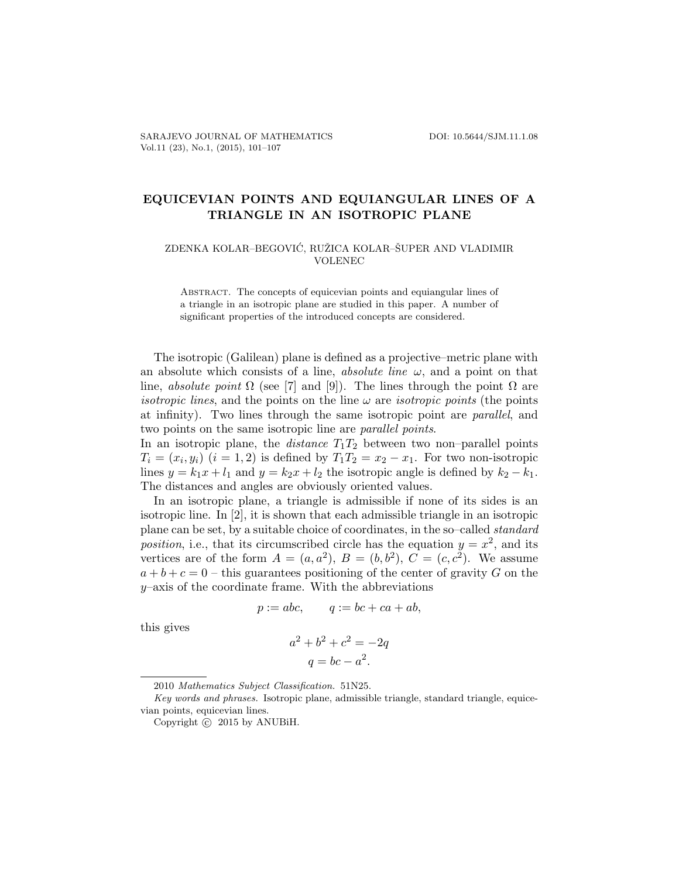# EQUICEVIAN POINTS AND EQUIANGULAR LINES OF A TRIANGLE IN AN ISOTROPIC PLANE

ZDENKA KOLAR–BEGOVIĆ, RUŽICA KOLAR–ŠUPER AND VLADIMIR VOLENEC

Abstract. The concepts of equicevian points and equiangular lines of a triangle in an isotropic plane are studied in this paper. A number of significant properties of the introduced concepts are considered.

The isotropic (Galilean) plane is defined as a projective–metric plane with an absolute which consists of a line, *absolute line* $\omega$, and a point on that line, *absolute point* $\Omega$ (see [7] and [9]). The lines through the point $\Omega$ are *isotropic lines*, and the points on the line $\omega$ are *isotropic points* (the points at infinity). Two lines through the same isotropic point are *parallel*, and two points on the same isotropic line are *parallel points*.
In an isotropic plane, the *distance* $T_1T_2$ between two non–parallel points $T_i = (x_i, y_i)$ $(i = 1, 2)$ is defined by $T_1T_2 = x_2 - x_1$. For two non-isotropic lines $y = k_1x + l_1$ and $y = k_2x + l_2$ the isotropic angle is defined by $k_2 - k_1$. The distances and angles are obviously oriented values.

In an isotropic plane, a triangle is admissible if none of its sides is an isotropic line. In [2], it is shown that each admissible triangle in an isotropic plane can be set, by a suitable choice of coordinates, in the so–called *standard position*, i.e., that its circumscribed circle has the equation $y = x^2$, and its vertices are of the form $A = (a, a^2)$, $B = (b, b^2)$, $C = (c, c^2)$. We assume $a + b + c = 0$ – this guarantees positioning of the center of gravity $G$ on the $y$–axis of the coordinate frame. With the abbreviations

$$p := abc, \qquad q := bc + ca + ab,$$

this gives

$$a^2 + b^2 + c^2 = -2q$$
$$q = bc - a^2.$$

2010 *Mathematics Subject Classification.* 51N25.

*Key words and phrases.* Isotropic plane, admissible triangle, standard triangle, equicevian points, equicevian lines.

Copyright © 2015 by ANUBiH.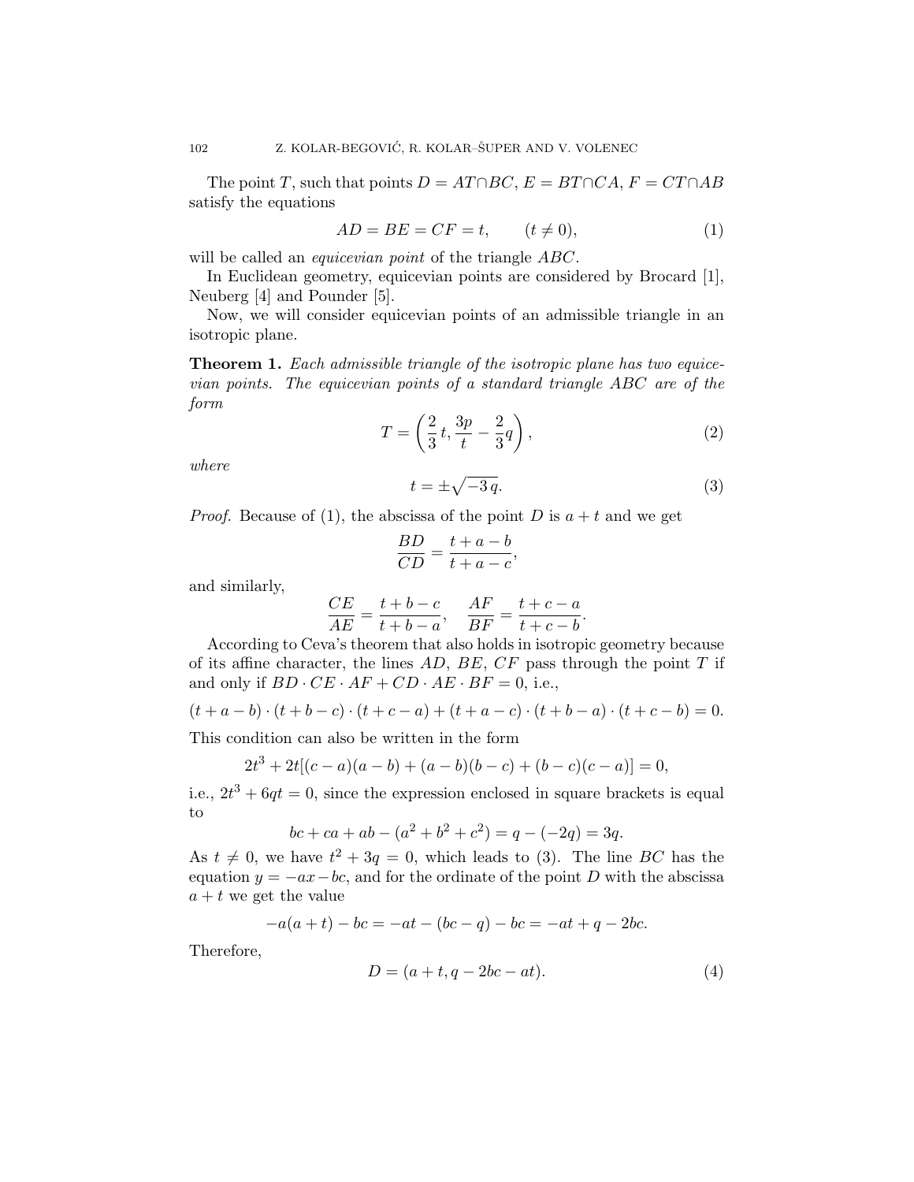The point $T$, such that points $D = AT \cap BC$, $E = BT \cap CA$, $F = CT \cap AB$ satisfy the equations

$$AD = BE = CF = t, \qquad (t \neq 0), \tag{1}$$

will be called an *equicevian point* of the triangle $ABC$.

In Euclidean geometry, equicevian points are considered by Brocard [1], Neuberg [4] and Pounder [5].

Now, we will consider equicevian points of an admissible triangle in an isotropic plane.

**Theorem 1.** *Each admissible triangle of the isotropic plane has two equicevian points. The equicevian points of a standard triangle ABC are of the form*

$$T = \left(\frac{2}{3}\,t, \frac{3p}{t} - \frac{2}{3}q\right), \tag{2}$$

*where*

$$t = \pm\sqrt{-3\,q}. \tag{3}$$

*Proof.* Because of (1), the abscissa of the point $D$ is $a + t$ and we get

$$\frac{BD}{CD} = \frac{t + a - b}{t + a - c},$$

and similarly,

$$\frac{CE}{AE} = \frac{t + b - c}{t + b - a}, \quad \frac{AF}{BF} = \frac{t + c - a}{t + c - b}.$$

According to Ceva's theorem that also holds in isotropic geometry because of its affine character, the lines $AD$, $BE$, $CF$ pass through the point $T$ if and only if $BD \cdot CE \cdot AF + CD \cdot AE \cdot BF = 0$, i.e.,

$$(t + a - b) \cdot (t + b - c) \cdot (t + c - a) + (t + a - c) \cdot (t + b - a) \cdot (t + c - b) = 0.$$

This condition can also be written in the form

$$2t^3 + 2t[(c - a)(a - b) + (a - b)(b - c) + (b - c)(c - a)] = 0,$$

i.e., $2t^3 + 6qt = 0$, since the expression enclosed in square brackets is equal to

$$bc + ca + ab - (a^2 + b^2 + c^2) = q - (-2q) = 3q.$$

As $t \neq 0$, we have $t^2 + 3q = 0$, which leads to (3). The line $BC$ has the equation $y = -ax - bc$, and for the ordinate of the point $D$ with the abscissa $a + t$ we get the value

$$-a(a + t) - bc = -at - (bc - q) - bc = -at + q - 2bc.$$

Therefore,

$$D = (a + t, q - 2bc - at). \tag{4}$$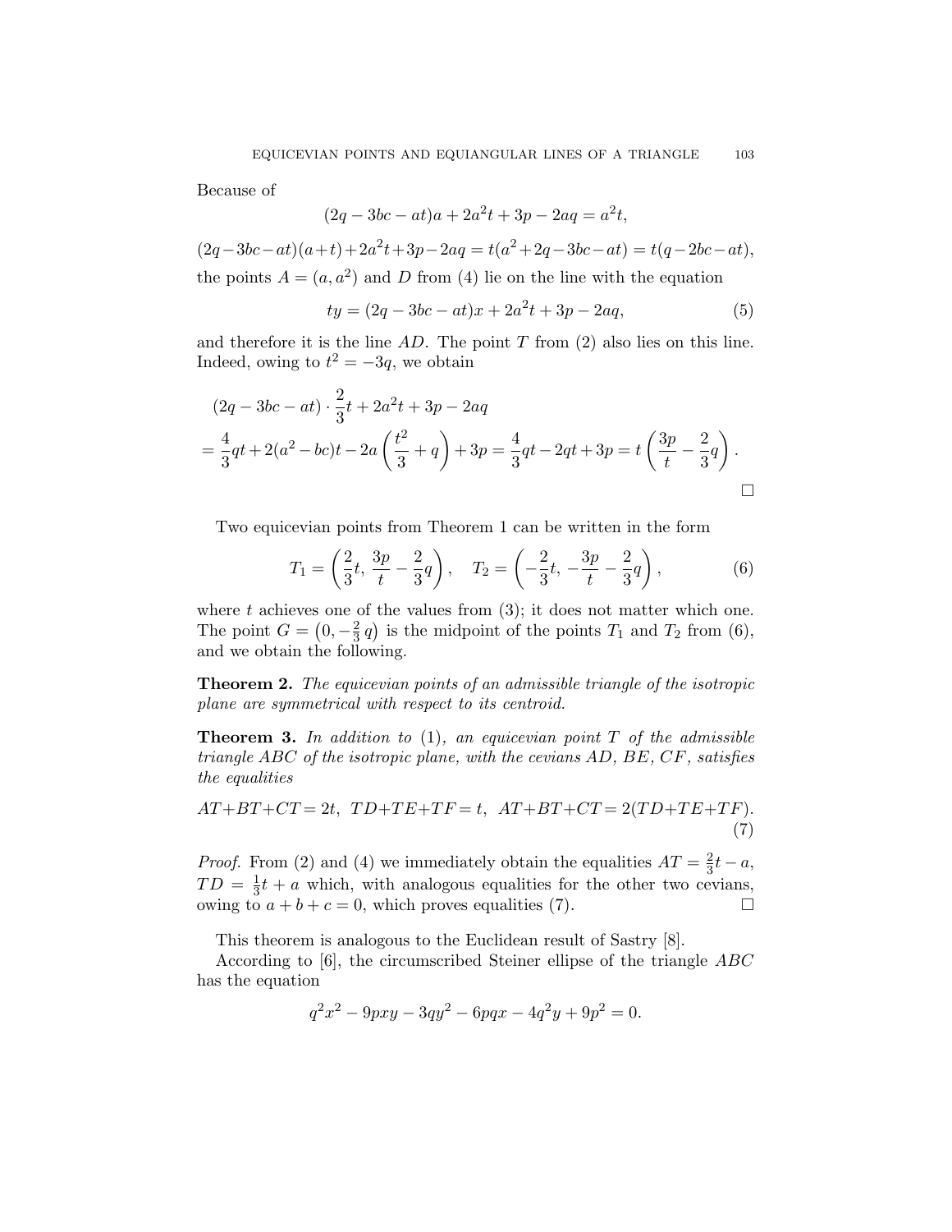Because of

$$(2q - 3bc - at)a + 2a^2t + 3p - 2aq = a^2t,$$

$$(2q-3bc-at)(a+t)+2a^2t+3p-2aq = t(a^2+2q-3bc-at) = t(q-2bc-at),$$

the points $A = (a, a^2)$ and $D$ from (4) lie on the line with the equation

$$ty = (2q - 3bc - at)x + 2a^2t + 3p - 2aq, \tag{5}$$

and therefore it is the line $AD$. The point $T$ from (2) also lies on this line. Indeed, owing to $t^2 = -3q$, we obtain

$$\begin{aligned}
&(2q - 3bc - at) \cdot \frac{2}{3}t + 2a^2t + 3p - 2aq \\
&= \frac{4}{3}qt + 2(a^2 - bc)t - 2a\left(\frac{t^2}{3} + q\right) + 3p = \frac{4}{3}qt - 2qt + 3p = t\left(\frac{3p}{t} - \frac{2}{3}q\right).
\end{aligned}$$

□

Two equicevian points from Theorem 1 can be written in the form

$$T_1 = \left(\frac{2}{3}t,\, \frac{3p}{t} - \frac{2}{3}q\right), \quad T_2 = \left(-\frac{2}{3}t,\, -\frac{3p}{t} - \frac{2}{3}q\right), \tag{6}$$

where $t$ achieves one of the values from (3); it does not matter which one. The point $G = \left(0, -\frac{2}{3}\,q\right)$ is the midpoint of the points $T_1$ and $T_2$ from (6), and we obtain the following.

**Theorem 2.** *The equicevian points of an admissible triangle of the isotropic plane are symmetrical with respect to its centroid.*

**Theorem 3.** *In addition to* (1)*, an equicevian point $T$ of the admissible triangle $ABC$ of the isotropic plane, with the cevians $AD$, $BE$, $CF$, satisfies the equalities*

$$AT+BT+CT = 2t, \;\; TD+TE+TF = t, \;\; AT+BT+CT = 2(TD+TE+TF). \tag{7}$$

*Proof.* From (2) and (4) we immediately obtain the equalities $AT = \frac{2}{3}t - a$, $TD = \frac{1}{3}t + a$ which, with analogous equalities for the other two cevians, owing to $a + b + c = 0$, which proves equalities (7). □

This theorem is analogous to the Euclidean result of Sastry [8].

According to [6], the circumscribed Steiner ellipse of the triangle $ABC$ has the equation

$$q^2x^2 - 9pxy - 3qy^2 - 6pqx - 4q^2y + 9p^2 = 0.$$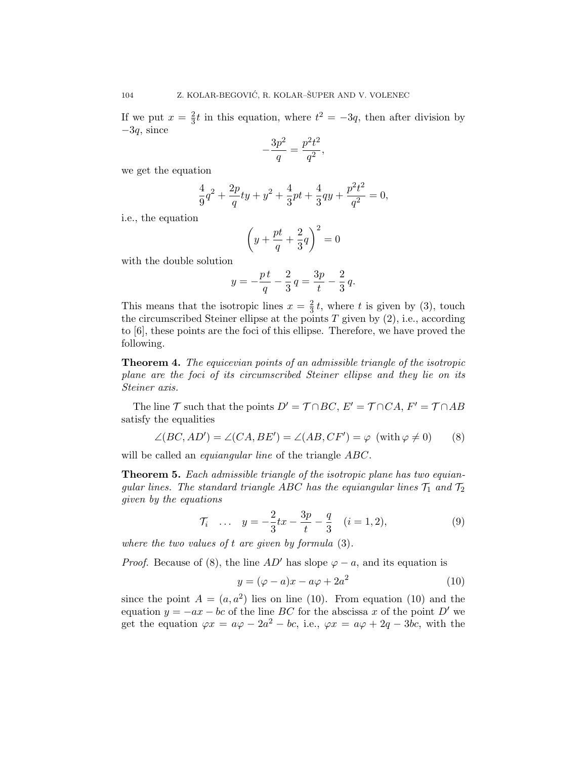If we put $x = \frac{2}{3}t$ in this equation, where $t^2 = -3q$, then after division by $-3q$, since

$$-\frac{3p^2}{q} = \frac{p^2t^2}{q^2},$$

we get the equation

$$\frac{4}{9}q^2 + \frac{2p}{q}ty + y^2 + \frac{4}{3}pt + \frac{4}{3}qy + \frac{p^2t^2}{q^2} = 0,$$

i.e., the equation

$$\left(y + \frac{pt}{q} + \frac{2}{3}q\right)^2 = 0$$

with the double solution

$$y = -\frac{p\,t}{q} - \frac{2}{3}\,q = \frac{3p}{t} - \frac{2}{3}\,q.$$

This means that the isotropic lines $x = \frac{2}{3}\,t$, where $t$ is given by (3), touch the circumscribed Steiner ellipse at the points $T$ given by (2), i.e., according to [6], these points are the foci of this ellipse. Therefore, we have proved the following.

**Theorem 4.** *The equicevian points of an admissible triangle of the isotropic plane are the foci of its circumscribed Steiner ellipse and they lie on its Steiner axis.*

The line $\mathcal{T}$ such that the points $D' = \mathcal{T} \cap BC$, $E' = \mathcal{T} \cap CA$, $F' = \mathcal{T} \cap AB$ satisfy the equalities

$$\angle(BC, AD') = \angle(CA, BE') = \angle(AB, CF') = \varphi \;\; (\text{with}\, \varphi \neq 0) \tag{8}$$

will be called an *equiangular line* of the triangle $ABC$.

**Theorem 5.** *Each admissible triangle of the isotropic plane has two equiangular lines. The standard triangle $ABC$ has the equiangular lines $\mathcal{T}_1$ and $\mathcal{T}_2$ given by the equations*

$$\mathcal{T}_i \quad \ldots \quad y = -\frac{2}{3}tx - \frac{3p}{t} - \frac{q}{3} \quad (i = 1, 2), \tag{9}$$

*where the two values of $t$ are given by formula* (3).

*Proof.* Because of (8), the line $AD'$ has slope $\varphi - a$, and its equation is

$$y = (\varphi - a)x - a\varphi + 2a^2 \tag{10}$$

since the point $A = (a, a^2)$ lies on line (10). From equation (10) and the equation $y = -ax - bc$ of the line $BC$ for the abscissa $x$ of the point $D'$ we get the equation $\varphi x = a\varphi - 2a^2 - bc$, i.e., $\varphi x = a\varphi + 2q - 3bc$, with the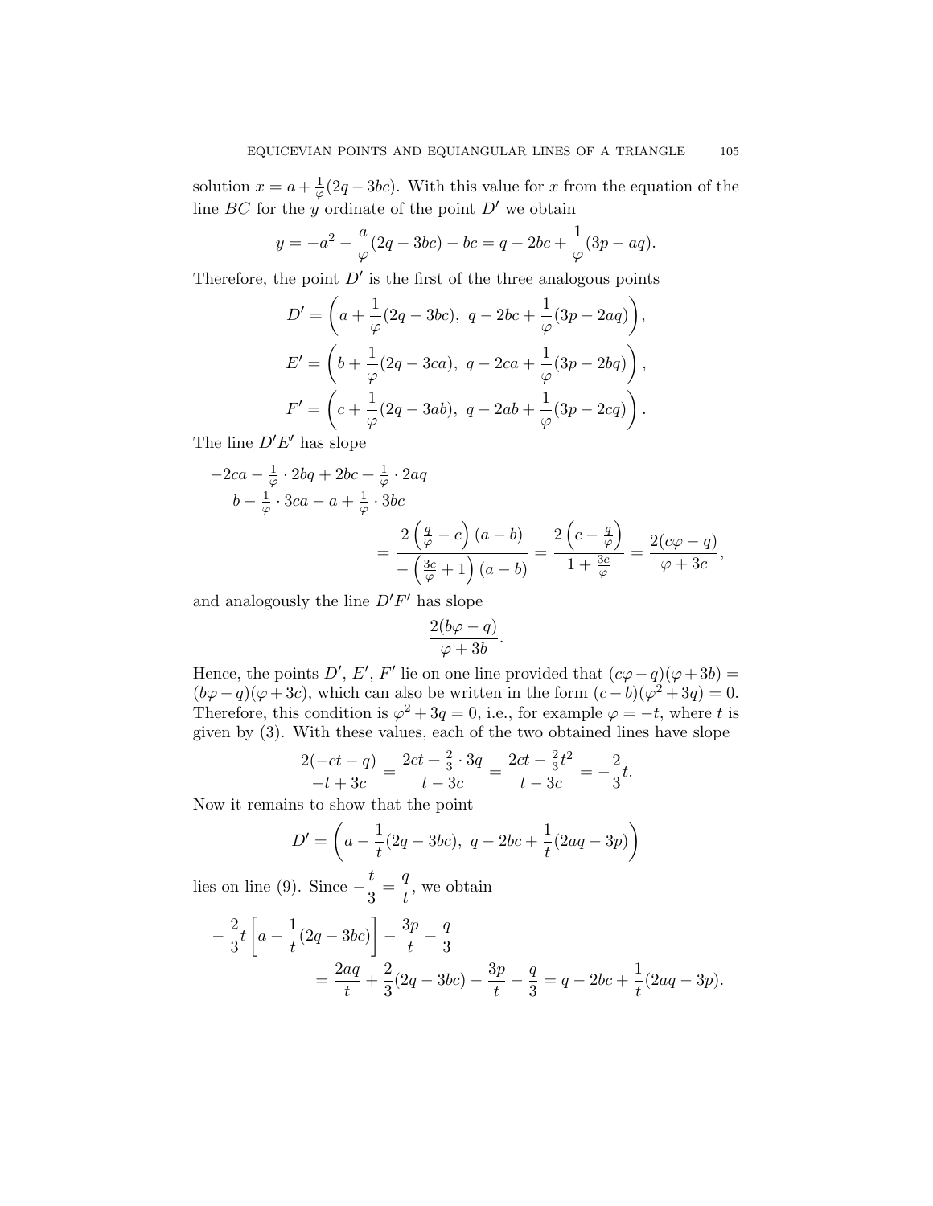solution $x = a + \frac{1}{\varphi}(2q - 3bc)$. With this value for $x$ from the equation of the line $BC$ for the $y$ ordinate of the point $D'$ we obtain

$$y = -a^2 - \frac{a}{\varphi}(2q - 3bc) - bc = q - 2bc + \frac{1}{\varphi}(3p - aq).$$

Therefore, the point $D'$ is the first of the three analogous points

$$D' = \left(a + \frac{1}{\varphi}(2q - 3bc),\ q - 2bc + \frac{1}{\varphi}(3p - 2aq)\right),$$

$$E' = \left(b + \frac{1}{\varphi}(2q - 3ca),\ q - 2ca + \frac{1}{\varphi}(3p - 2bq)\right),$$

$$F' = \left(c + \frac{1}{\varphi}(2q - 3ab),\ q - 2ab + \frac{1}{\varphi}(3p - 2cq)\right).$$

The line $D'E'$ has slope

$$\frac{-2ca - \frac{1}{\varphi} \cdot 2bq + 2bc + \frac{1}{\varphi} \cdot 2aq}{b - \frac{1}{\varphi} \cdot 3ca - a + \frac{1}{\varphi} \cdot 3bc} = \frac{2\left(\frac{q}{\varphi} - c\right)(a - b)}{-\left(\frac{3c}{\varphi} + 1\right)(a - b)} = \frac{2\left(c - \frac{q}{\varphi}\right)}{1 + \frac{3c}{\varphi}} = \frac{2(c\varphi - q)}{\varphi + 3c},$$

and analogously the line $D'F'$ has slope

$$\frac{2(b\varphi - q)}{\varphi + 3b}.$$

Hence, the points $D'$, $E'$, $F'$ lie on one line provided that $(c\varphi - q)(\varphi + 3b) = (b\varphi - q)(\varphi + 3c)$, which can also be written in the form $(c - b)(\varphi^2 + 3q) = 0$. Therefore, this condition is $\varphi^2 + 3q = 0$, i.e., for example $\varphi = -t$, where $t$ is given by (3). With these values, each of the two obtained lines have slope

$$\frac{2(-ct - q)}{-t + 3c} = \frac{2ct + \frac{2}{3} \cdot 3q}{t - 3c} = \frac{2ct - \frac{2}{3}t^2}{t - 3c} = -\frac{2}{3}t.$$

Now it remains to show that the point

$$D' = \left(a - \frac{1}{t}(2q - 3bc),\ q - 2bc + \frac{1}{t}(2aq - 3p)\right)$$

lies on line (9). Since $-\dfrac{t}{3} = \dfrac{q}{t}$, we obtain

$$-\frac{2}{3}t\left[a - \frac{1}{t}(2q - 3bc)\right] - \frac{3p}{t} - \frac{q}{3} = \frac{2aq}{t} + \frac{2}{3}(2q - 3bc) - \frac{3p}{t} - \frac{q}{3} = q - 2bc + \frac{1}{t}(2aq - 3p).$$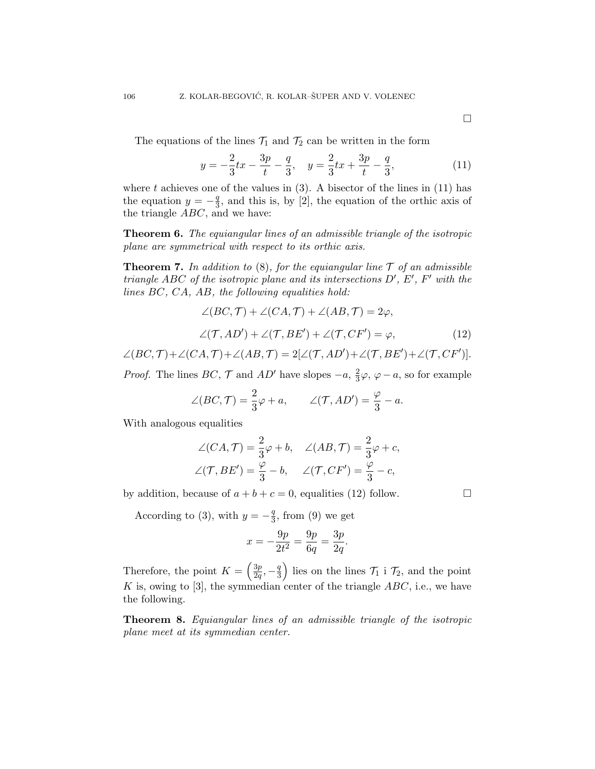□

The equations of the lines $\mathcal{T}_1$ and $\mathcal{T}_2$ can be written in the form

$$y = -\frac{2}{3}tx - \frac{3p}{t} - \frac{q}{3}, \quad y = \frac{2}{3}tx + \frac{3p}{t} - \frac{q}{3}, \tag{11}$$

where $t$ achieves one of the values in (3). A bisector of the lines in (11) has the equation $y = -\frac{q}{3}$, and this is, by [2], the equation of the orthic axis of the triangle $ABC$, and we have:

**Theorem 6.** *The equiangular lines of an admissible triangle of the isotropic plane are symmetrical with respect to its orthic axis.*

**Theorem 7.** *In addition to* (8)*, for the equiangular line $\mathcal{T}$ of an admissible triangle $ABC$ of the isotropic plane and its intersections $D'$, $E'$, $F'$ with the lines $BC$, $CA$, $AB$, the following equalities hold:*

$$\angle(BC, \mathcal{T}) + \angle(CA, \mathcal{T}) + \angle(AB, \mathcal{T}) = 2\varphi,$$

$$\angle(\mathcal{T}, AD') + \angle(\mathcal{T}, BE') + \angle(\mathcal{T}, CF') = \varphi, \tag{12}$$

$$\angle(BC, \mathcal{T}) + \angle(CA, \mathcal{T}) + \angle(AB, \mathcal{T}) = 2[\angle(\mathcal{T}, AD') + \angle(\mathcal{T}, BE') + \angle(\mathcal{T}, CF')].$$

*Proof.* The lines $BC$, $\mathcal{T}$ and $AD'$ have slopes $-a$, $\frac{2}{3}\varphi$, $\varphi - a$, so for example

$$\angle(BC, \mathcal{T}) = \frac{2}{3}\varphi + a, \qquad \angle(\mathcal{T}, AD') = \frac{\varphi}{3} - a.$$

With analogous equalities

$$\angle(CA, \mathcal{T}) = \frac{2}{3}\varphi + b, \quad \angle(AB, \mathcal{T}) = \frac{2}{3}\varphi + c,$$
$$\angle(\mathcal{T}, BE') = \frac{\varphi}{3} - b, \quad \angle(\mathcal{T}, CF') = \frac{\varphi}{3} - c,$$

by addition, because of $a + b + c = 0$, equalities (12) follow. □

According to (3), with $y = -\frac{q}{3}$, from (9) we get

$$x = -\frac{9p}{2t^2} = \frac{9p}{6q} = \frac{3p}{2q}.$$

Therefore, the point $K = \left(\frac{3p}{2q}, -\frac{q}{3}\right)$ lies on the lines $\mathcal{T}_1$ i $\mathcal{T}_2$, and the point $K$ is, owing to [3], the symmedian center of the triangle $ABC$, i.e., we have the following.

**Theorem 8.** *Equiangular lines of an admissible triangle of the isotropic plane meet at its symmedian center.*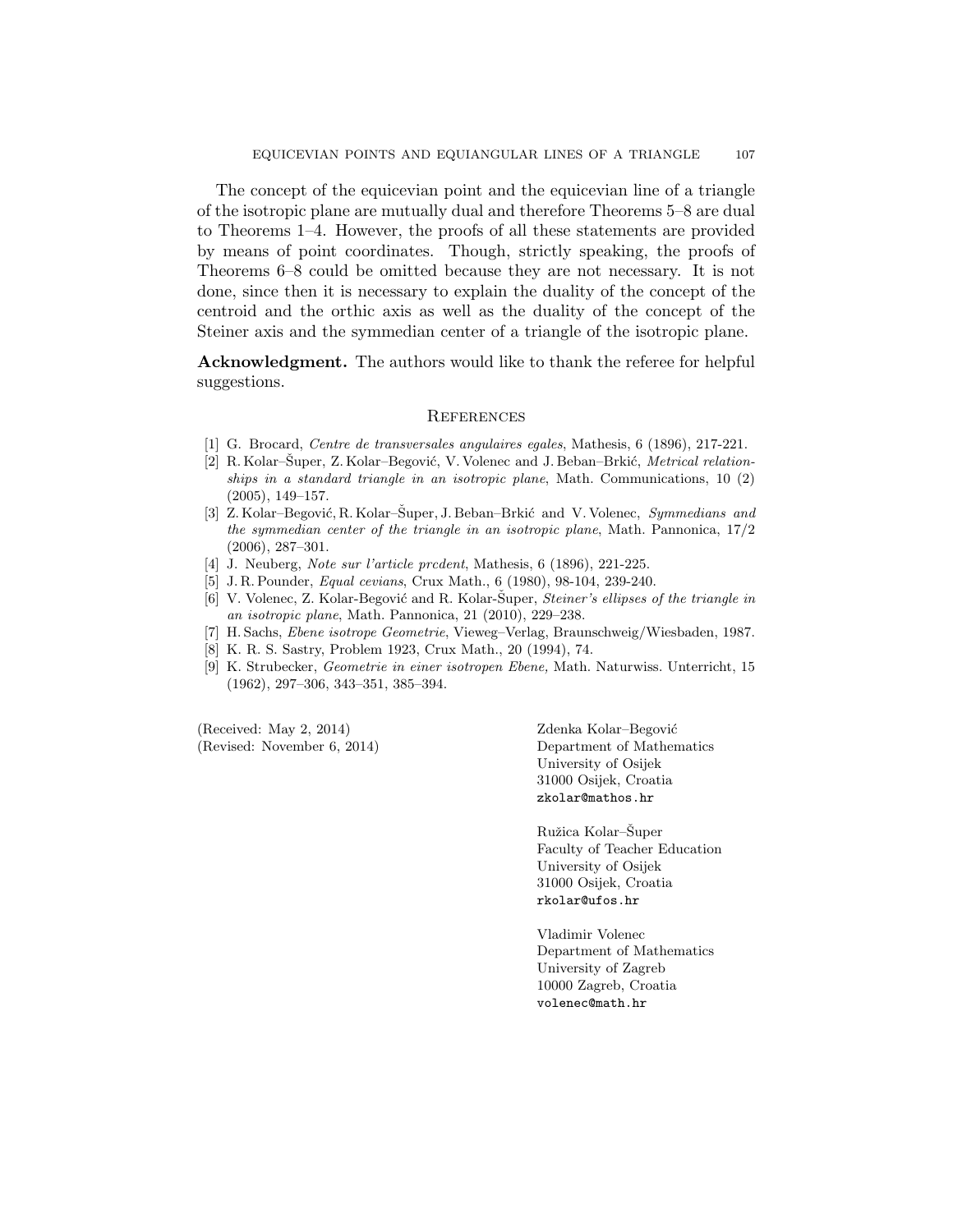The concept of the equicevian point and the equicevian line of a triangle of the isotropic plane are mutually dual and therefore Theorems 5–8 are dual to Theorems 1–4. However, the proofs of all these statements are provided by means of point coordinates. Though, strictly speaking, the proofs of Theorems 6–8 could be omitted because they are not necessary. It is not done, since then it is necessary to explain the duality of the concept of the centroid and the orthic axis as well as the duality of the concept of the Steiner axis and the symmedian center of a triangle of the isotropic plane.

**Acknowledgment.** The authors would like to thank the referee for helpful suggestions.

## References

[1] G. Brocard, *Centre de transversales angulaires egales*, Mathesis, 6 (1896), 217-221.

[2] R. Kolar–Šuper, Z. Kolar–Begović, V. Volenec and J. Beban–Brkić, *Metrical relationships in a standard triangle in an isotropic plane*, Math. Communications, 10 (2) (2005), 149–157.

[3] Z. Kolar–Begović, R. Kolar–Šuper, J. Beban–Brkić and V. Volenec, *Symmedians and the symmedian center of the triangle in an isotropic plane*, Math. Pannonica, 17/2 (2006), 287–301.

[4] J. Neuberg, *Note sur l'article prcdent*, Mathesis, 6 (1896), 221-225.

[5] J. R. Pounder, *Equal cevians*, Crux Math., 6 (1980), 98-104, 239-240.

[6] V. Volenec, Z. Kolar-Begović and R. Kolar-Šuper, *Steiner's ellipses of the triangle in an isotropic plane*, Math. Pannonica, 21 (2010), 229–238.

[7] H. Sachs, *Ebene isotrope Geometrie*, Vieweg–Verlag, Braunschweig/Wiesbaden, 1987.

[8] K. R. S. Sastry, Problem 1923, Crux Math., 20 (1994), 74.

[9] K. Strubecker, *Geometrie in einer isotropen Ebene,* Math. Naturwiss. Unterricht, 15 (1962), 297–306, 343–351, 385–394.

(Received: May 2, 2014)
(Revised: November 6, 2014)

Zdenka Kolar–Begović
Department of Mathematics
University of Osijek
31000 Osijek, Croatia
zkolar@mathos.hr

Ružica Kolar–Šuper
Faculty of Teacher Education
University of Osijek
31000 Osijek, Croatia
rkolar@ufos.hr

Vladimir Volenec
Department of Mathematics
University of Zagreb
10000 Zagreb, Croatia
volenec@math.hr